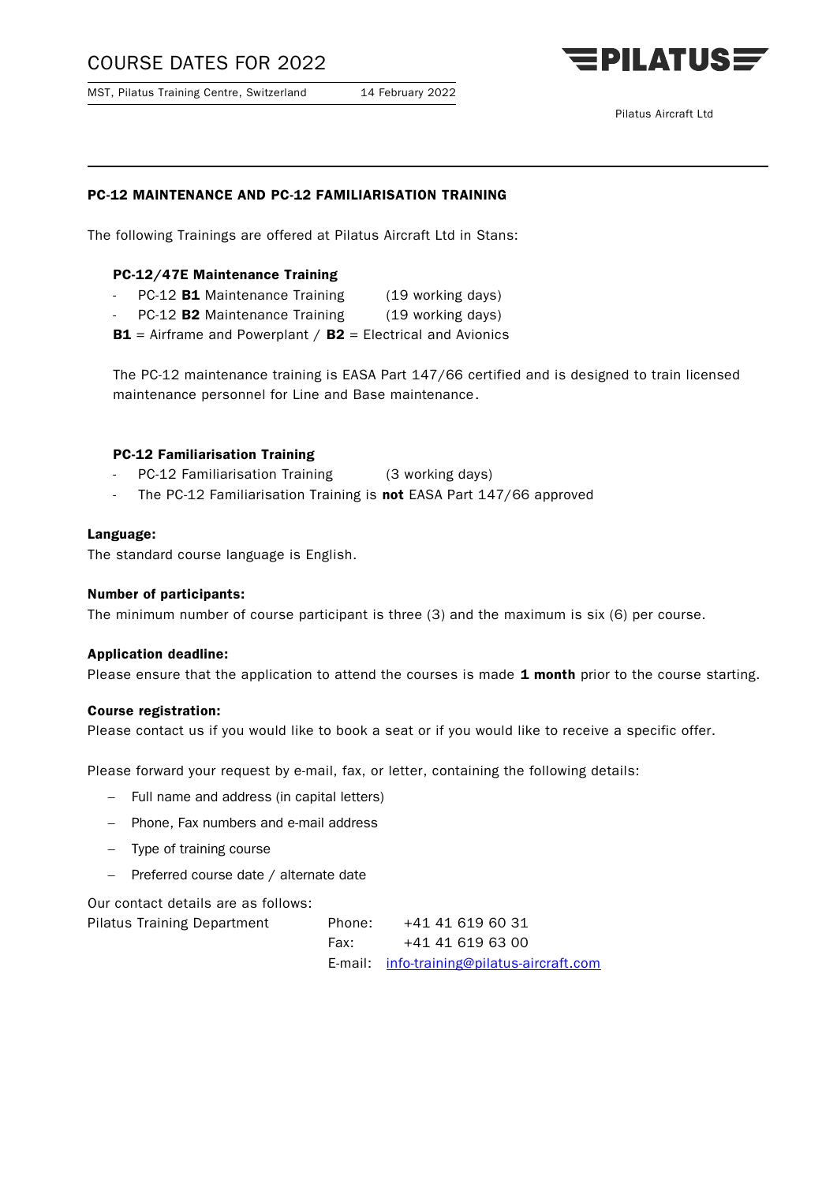# COURSE DATES FOR 2022

MST, Pilatus Training Centre, Switzerland 14 February 2022

Pilatus Aircraft Ltd

## PC-12 MAINTENANCE AND PC-12 FAMILIARISATION TRAINING

The following Trainings are offered at Pilatus Aircraft Ltd in Stans:

### PC-12/47E Maintenance Training

- PC-12 **B1** Maintenance Training (19 working days)
- PC-12 **B2** Maintenance Training (19 working days)

**B1** = Airframe and Powerplant / **B2** = Electrical and Avionics

The PC-12 maintenance training is EASA Part 147/66 certified and is designed to train licensed maintenance personnel for Line and Base maintenance.

### PC-12 Familiarisation Training

- PC-12 Familiarisation Training (3 working days)
- The PC-12 Familiarisation Training is **not** EASA Part 147/66 approved

**Language:**

The standard course language is English.

**Number of participants:**

The minimum number of course participant is three (3) and the maximum is six (6) per course.

**Application deadline:**

Please ensure that the application to attend the courses is made **1 month** prior to the course starting.

**Course registration:**

Please contact us if you would like to book a seat or if you would like to receive a specific offer.

Please forward your request by e-mail, fax, or letter, containing the following details:

- Full name and address (in capital letters)
- Phone, Fax numbers and e-mail address
- Type of training course
- Preferred course date / alternate date

Our contact details are as follows:

| Pilatus Training Department | Phone: | +41 41 619 60 31 |
|---|---|---|
| | Fax: | +41 41 619 63 00 |
| | E-mail: | info-training@pilatus-aircraft.com |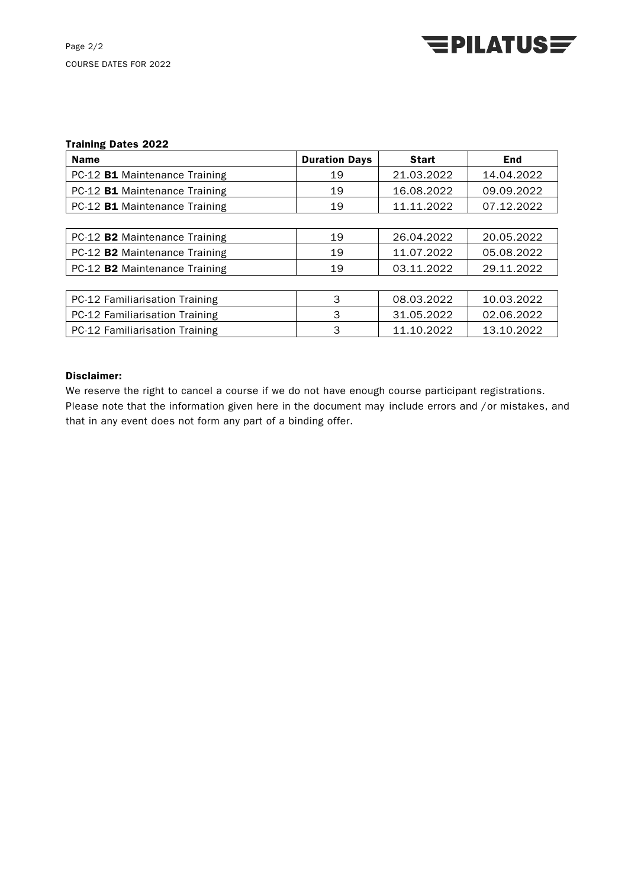**Training Dates 2022**

| Name | Duration Days | Start | End |
|---|---|---|---|
| PC-12 **B1** Maintenance Training | 19 | 21.03.2022 | 14.04.2022 |
| PC-12 **B1** Maintenance Training | 19 | 16.08.2022 | 09.09.2022 |
| PC-12 **B1** Maintenance Training | 19 | 11.11.2022 | 07.12.2022 |
| PC-12 **B2** Maintenance Training | 19 | 26.04.2022 | 20.05.2022 |
| PC-12 **B2** Maintenance Training | 19 | 11.07.2022 | 05.08.2022 |
| PC-12 **B2** Maintenance Training | 19 | 03.11.2022 | 29.11.2022 |
| PC-12 Familiarisation Training | 3 | 08.03.2022 | 10.03.2022 |
| PC-12 Familiarisation Training | 3 | 31.05.2022 | 02.06.2022 |
| PC-12 Familiarisation Training | 3 | 11.10.2022 | 13.10.2022 |

**Disclaimer:**

We reserve the right to cancel a course if we do not have enough course participant registrations. Please note that the information given here in the document may include errors and /or mistakes, and that in any event does not form any part of a binding offer.